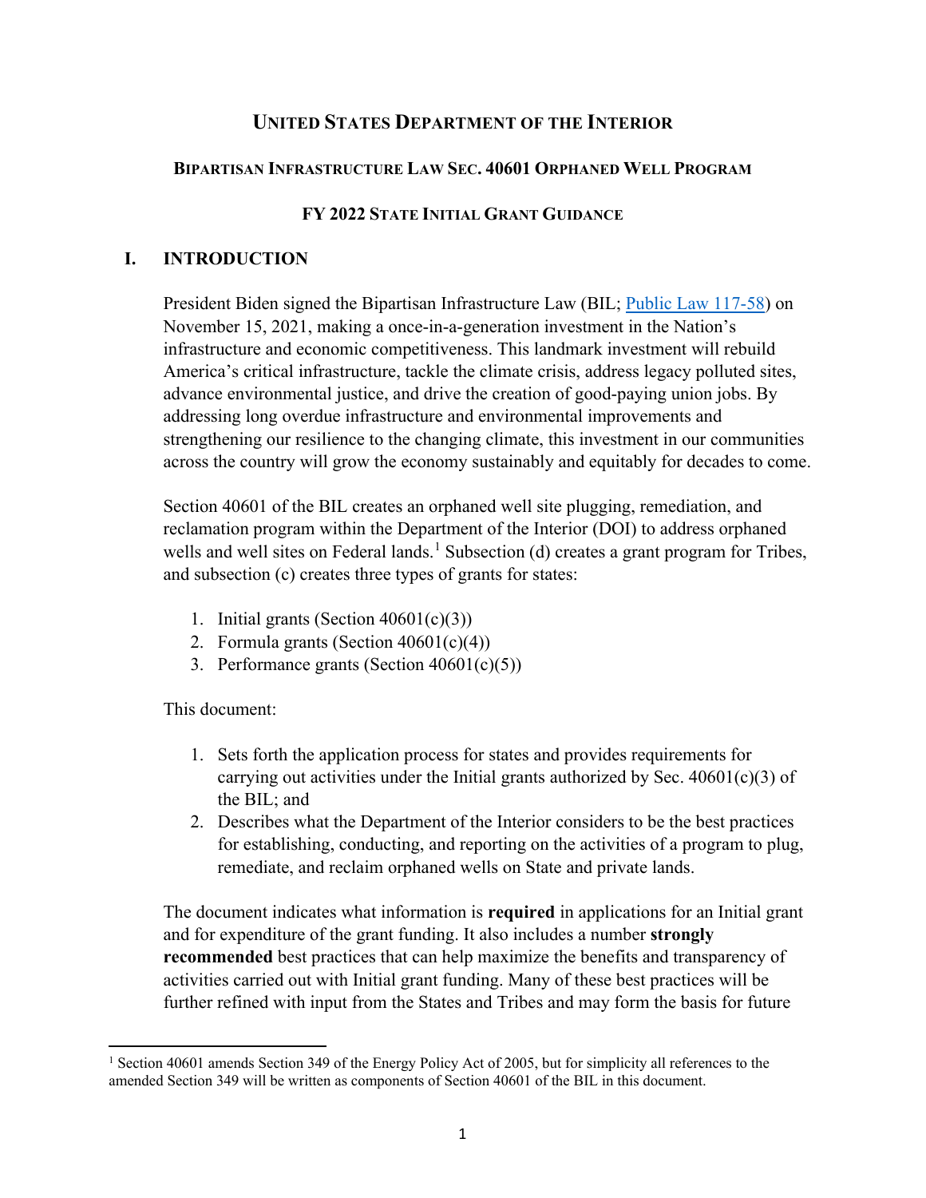# UNITED STATES DEPARTMENT OF THE INTERIOR

## BIPARTISAN INFRASTRUCTURE LAW SEC. 40601 ORPHANED WELL PROGRAM

## FY 2022 STATE INITIAL GRANT GUIDANCE

## I. INTRODUCTION

President Biden signed the Bipartisan Infrastructure Law (BIL; Public Law 117-58) on November 15, 2021, making a once-in-a-generation investment in the Nation's infrastructure and economic competitiveness. This landmark investment will rebuild America's critical infrastructure, tackle the climate crisis, address legacy polluted sites, advance environmental justice, and drive the creation of good-paying union jobs. By addressing long overdue infrastructure and environmental improvements and strengthening our resilience to the changing climate, this investment in our communities across the country will grow the economy sustainably and equitably for decades to come.

Section 40601 of the BIL creates an orphaned well site plugging, remediation, and reclamation program within the Department of the Interior (DOI) to address orphaned wells and well sites on Federal lands.[1] Subsection (d) creates a grant program for Tribes, and subsection (c) creates three types of grants for states:

1. Initial grants (Section 40601(c)(3))
2. Formula grants (Section 40601(c)(4))
3. Performance grants (Section 40601(c)(5))

This document:

1. Sets forth the application process for states and provides requirements for carrying out activities under the Initial grants authorized by Sec. 40601(c)(3) of the BIL; and
2. Describes what the Department of the Interior considers to be the best practices for establishing, conducting, and reporting on the activities of a program to plug, remediate, and reclaim orphaned wells on State and private lands.

The document indicates what information is **required** in applications for an Initial grant and for expenditure of the grant funding. It also includes a number **strongly recommended** best practices that can help maximize the benefits and transparency of activities carried out with Initial grant funding. Many of these best practices will be further refined with input from the States and Tribes and may form the basis for future

[1] Section 40601 amends Section 349 of the Energy Policy Act of 2005, but for simplicity all references to the amended Section 349 will be written as components of Section 40601 of the BIL in this document.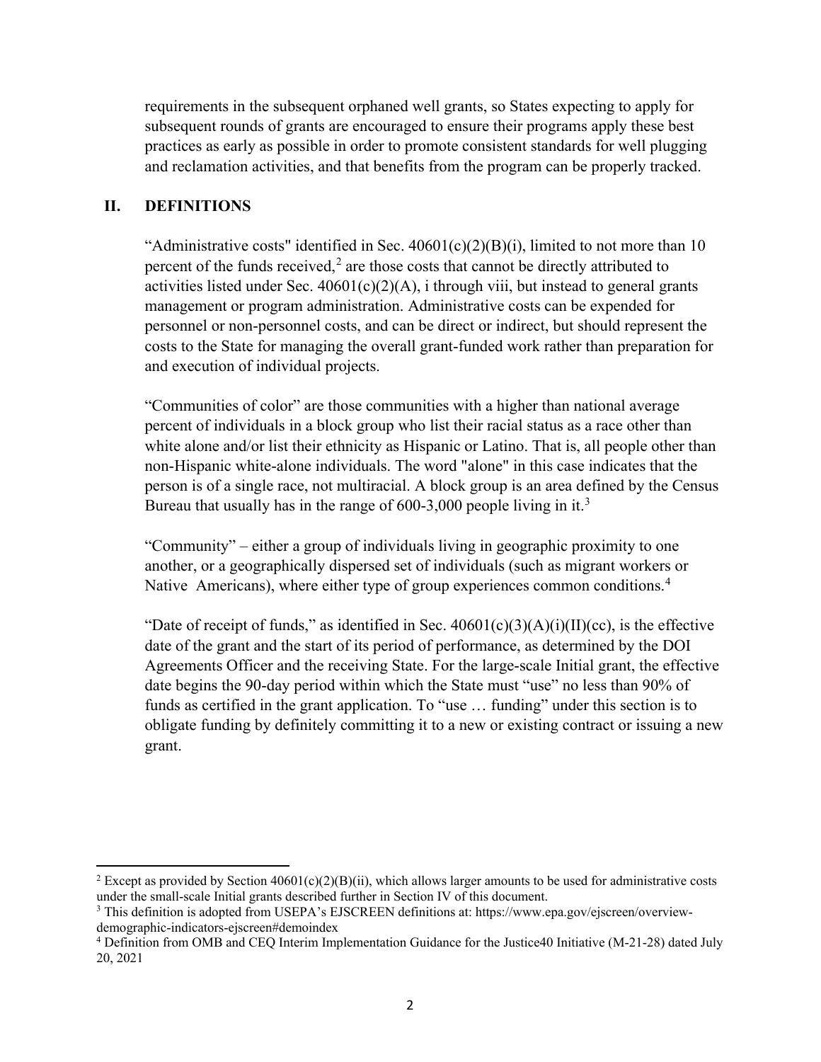requirements in the subsequent orphaned well grants, so States expecting to apply for subsequent rounds of grants are encouraged to ensure their programs apply these best practices as early as possible in order to promote consistent standards for well plugging and reclamation activities, and that benefits from the program can be properly tracked.

## II. DEFINITIONS

"Administrative costs" identified in Sec. 40601(c)(2)(B)(i), limited to not more than 10 percent of the funds received,[2] are those costs that cannot be directly attributed to activities listed under Sec. 40601(c)(2)(A), i through viii, but instead to general grants management or program administration. Administrative costs can be expended for personnel or non-personnel costs, and can be direct or indirect, but should represent the costs to the State for managing the overall grant-funded work rather than preparation for and execution of individual projects.

"Communities of color" are those communities with a higher than national average percent of individuals in a block group who list their racial status as a race other than white alone and/or list their ethnicity as Hispanic or Latino. That is, all people other than non-Hispanic white-alone individuals. The word "alone" in this case indicates that the person is of a single race, not multiracial. A block group is an area defined by the Census Bureau that usually has in the range of 600-3,000 people living in it.[3]

"Community" – either a group of individuals living in geographic proximity to one another, or a geographically dispersed set of individuals (such as migrant workers or Native Americans), where either type of group experiences common conditions.[4]

"Date of receipt of funds," as identified in Sec. 40601(c)(3)(A)(i)(II)(cc), is the effective date of the grant and the start of its period of performance, as determined by the DOI Agreements Officer and the receiving State. For the large-scale Initial grant, the effective date begins the 90-day period within which the State must "use" no less than 90% of funds as certified in the grant application. To "use … funding" under this section is to obligate funding by definitely committing it to a new or existing contract or issuing a new grant.

---

[2] Except as provided by Section 40601(c)(2)(B)(ii), which allows larger amounts to be used for administrative costs under the small-scale Initial grants described further in Section IV of this document.

[3] This definition is adopted from USEPA's EJSCREEN definitions at: https://www.epa.gov/ejscreen/overview-demographic-indicators-ejscreen#demoindex

[4] Definition from OMB and CEQ Interim Implementation Guidance for the Justice40 Initiative (M-21-28) dated July 20, 2021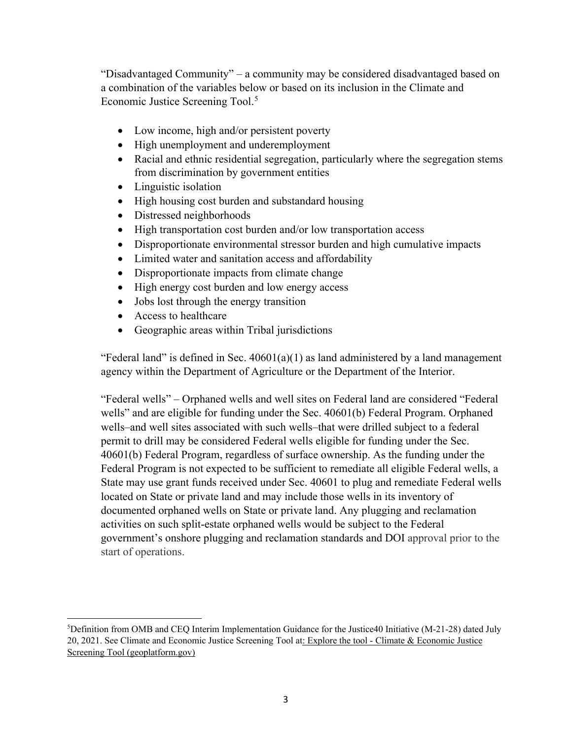"Disadvantaged Community" – a community may be considered disadvantaged based on a combination of the variables below or based on its inclusion in the Climate and Economic Justice Screening Tool.[5]

- Low income, high and/or persistent poverty
- High unemployment and underemployment
- Racial and ethnic residential segregation, particularly where the segregation stems from discrimination by government entities
- Linguistic isolation
- High housing cost burden and substandard housing
- Distressed neighborhoods
- High transportation cost burden and/or low transportation access
- Disproportionate environmental stressor burden and high cumulative impacts
- Limited water and sanitation access and affordability
- Disproportionate impacts from climate change
- High energy cost burden and low energy access
- Jobs lost through the energy transition
- Access to healthcare
- Geographic areas within Tribal jurisdictions

"Federal land" is defined in Sec. 40601(a)(1) as land administered by a land management agency within the Department of Agriculture or the Department of the Interior.

"Federal wells" – Orphaned wells and well sites on Federal land are considered "Federal wells" and are eligible for funding under the Sec. 40601(b) Federal Program. Orphaned wells–and well sites associated with such wells–that were drilled subject to a federal permit to drill may be considered Federal wells eligible for funding under the Sec. 40601(b) Federal Program, regardless of surface ownership. As the funding under the Federal Program is not expected to be sufficient to remediate all eligible Federal wells, a State may use grant funds received under Sec. 40601 to plug and remediate Federal wells located on State or private land and may include those wells in its inventory of documented orphaned wells on State or private land. Any plugging and reclamation activities on such split-estate orphaned wells would be subject to the Federal government's onshore plugging and reclamation standards and DOI approval prior to the start of operations.

---

[5] Definition from OMB and CEQ Interim Implementation Guidance for the Justice40 Initiative (M-21-28) dated July 20, 2021. See Climate and Economic Justice Screening Tool at: Explore the tool - Climate & Economic Justice Screening Tool (geoplatform.gov)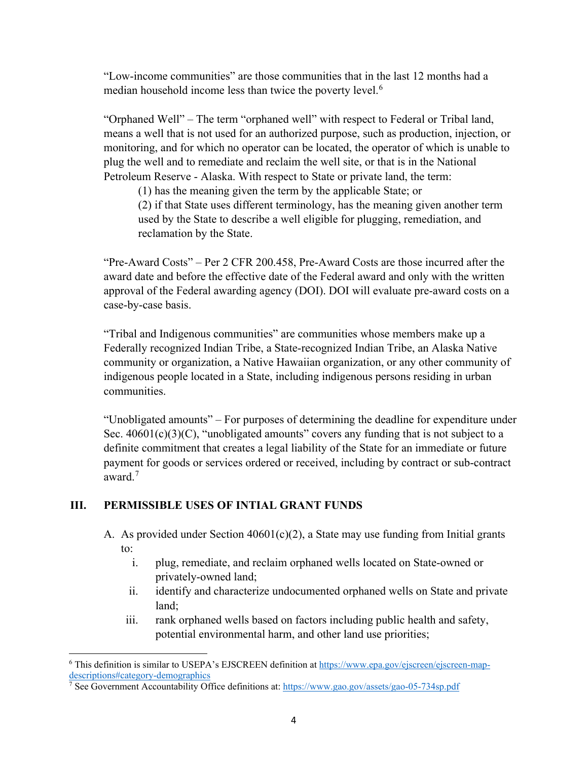"Low-income communities" are those communities that in the last 12 months had a median household income less than twice the poverty level.[6]

"Orphaned Well" – The term "orphaned well" with respect to Federal or Tribal land, means a well that is not used for an authorized purpose, such as production, injection, or monitoring, and for which no operator can be located, the operator of which is unable to plug the well and to remediate and reclaim the well site, or that is in the National Petroleum Reserve - Alaska. With respect to State or private land, the term:

(1) has the meaning given the term by the applicable State; or

(2) if that State uses different terminology, has the meaning given another term used by the State to describe a well eligible for plugging, remediation, and reclamation by the State.

"Pre-Award Costs" – Per 2 CFR 200.458, Pre-Award Costs are those incurred after the award date and before the effective date of the Federal award and only with the written approval of the Federal awarding agency (DOI). DOI will evaluate pre-award costs on a case-by-case basis.

"Tribal and Indigenous communities" are communities whose members make up a Federally recognized Indian Tribe, a State-recognized Indian Tribe, an Alaska Native community or organization, a Native Hawaiian organization, or any other community of indigenous people located in a State, including indigenous persons residing in urban communities.

"Unobligated amounts" – For purposes of determining the deadline for expenditure under Sec. 40601(c)(3)(C), "unobligated amounts" covers any funding that is not subject to a definite commitment that creates a legal liability of the State for an immediate or future payment for goods or services ordered or received, including by contract or sub-contract award.[7]

## III. PERMISSIBLE USES OF INTIAL GRANT FUNDS

A. As provided under Section 40601(c)(2), a State may use funding from Initial grants to:

i. plug, remediate, and reclaim orphaned wells located on State-owned or privately-owned land;

ii. identify and characterize undocumented orphaned wells on State and private land;

iii. rank orphaned wells based on factors including public health and safety, potential environmental harm, and other land use priorities;

---

[6] This definition is similar to USEPA's EJSCREEN definition at https://www.epa.gov/ejscreen/ejscreen-map-descriptions#category-demographics

[7] See Government Accountability Office definitions at: https://www.gao.gov/assets/gao-05-734sp.pdf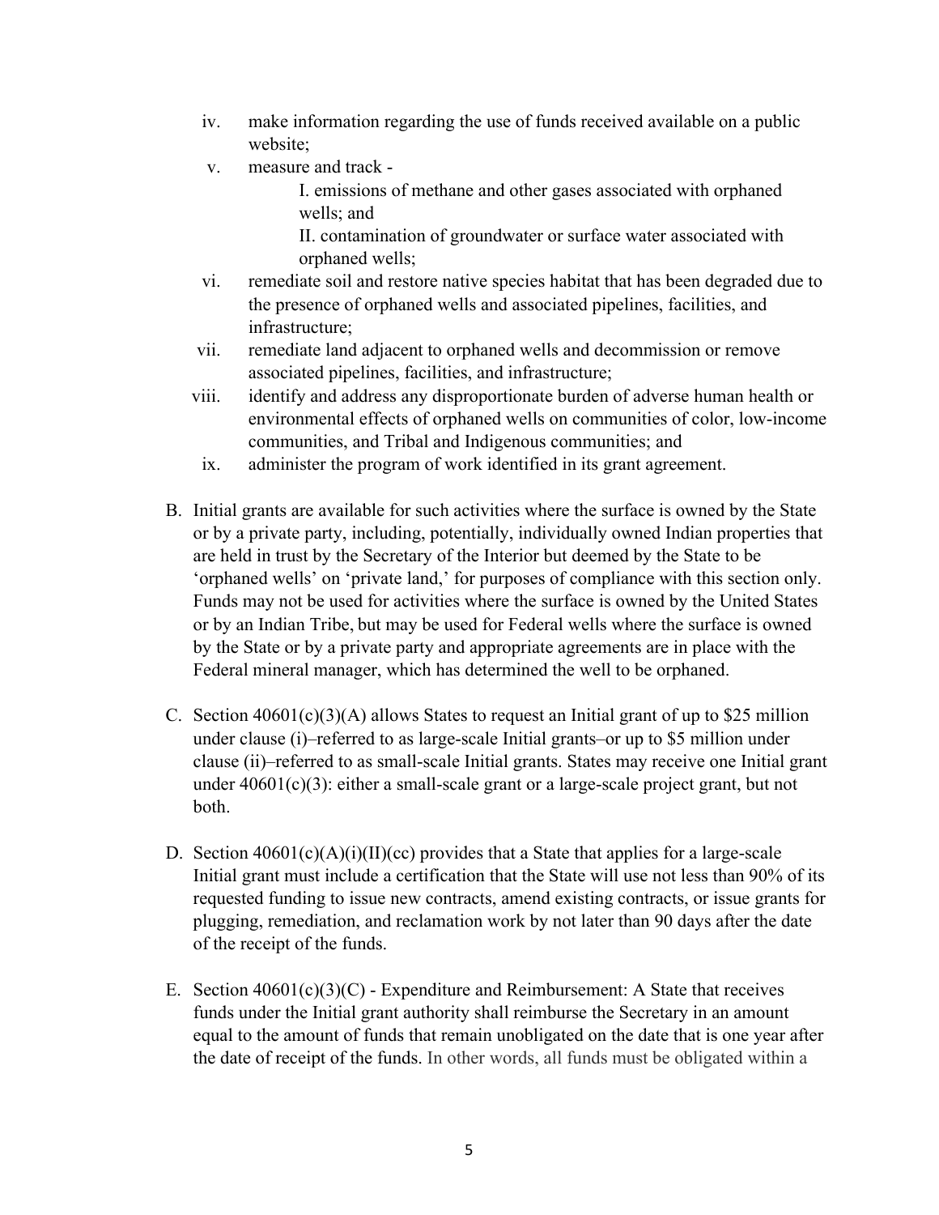iv. make information regarding the use of funds received available on a public website;

v. measure and track -

   I. emissions of methane and other gases associated with orphaned wells; and

   II. contamination of groundwater or surface water associated with orphaned wells;

vi. remediate soil and restore native species habitat that has been degraded due to the presence of orphaned wells and associated pipelines, facilities, and infrastructure;

vii. remediate land adjacent to orphaned wells and decommission or remove associated pipelines, facilities, and infrastructure;

viii. identify and address any disproportionate burden of adverse human health or environmental effects of orphaned wells on communities of color, low-income communities, and Tribal and Indigenous communities; and

ix. administer the program of work identified in its grant agreement.

B. Initial grants are available for such activities where the surface is owned by the State or by a private party, including, potentially, individually owned Indian properties that are held in trust by the Secretary of the Interior but deemed by the State to be 'orphaned wells' on 'private land,' for purposes of compliance with this section only. Funds may not be used for activities where the surface is owned by the United States or by an Indian Tribe, but may be used for Federal wells where the surface is owned by the State or by a private party and appropriate agreements are in place with the Federal mineral manager, which has determined the well to be orphaned.

C. Section 40601(c)(3)(A) allows States to request an Initial grant of up to $25 million under clause (i)–referred to as large-scale Initial grants–or up to $5 million under clause (ii)–referred to as small-scale Initial grants. States may receive one Initial grant under 40601(c)(3): either a small-scale grant or a large-scale project grant, but not both.

D. Section 40601(c)(A)(i)(II)(cc) provides that a State that applies for a large-scale Initial grant must include a certification that the State will use not less than 90% of its requested funding to issue new contracts, amend existing contracts, or issue grants for plugging, remediation, and reclamation work by not later than 90 days after the date of the receipt of the funds.

E. Section 40601(c)(3)(C) - Expenditure and Reimbursement: A State that receives funds under the Initial grant authority shall reimburse the Secretary in an amount equal to the amount of funds that remain unobligated on the date that is one year after the date of receipt of the funds. In other words, all funds must be obligated within a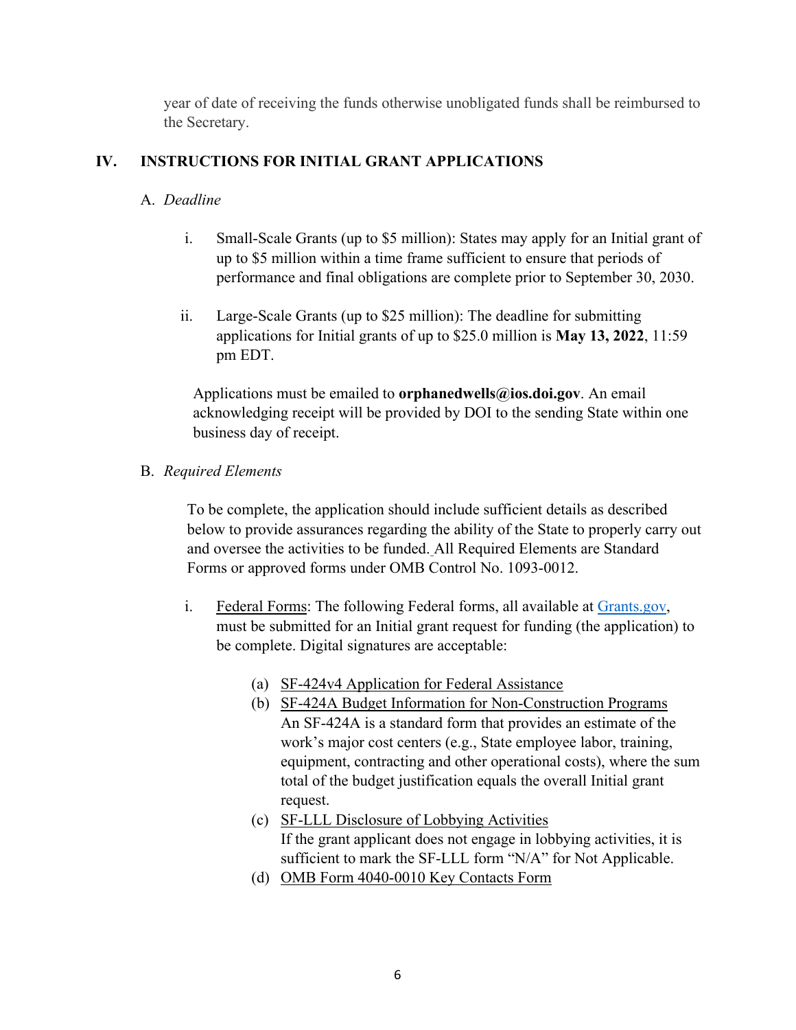year of date of receiving the funds otherwise unobligated funds shall be reimbursed to the Secretary.

## IV. INSTRUCTIONS FOR INITIAL GRANT APPLICATIONS

### A. *Deadline*

i. Small-Scale Grants (up to $5 million): States may apply for an Initial grant of up to $5 million within a time frame sufficient to ensure that periods of performance and final obligations are complete prior to September 30, 2030.

ii. Large-Scale Grants (up to $25 million): The deadline for submitting applications for Initial grants of up to $25.0 million is **May 13, 2022**, 11:59 pm EDT.

Applications must be emailed to **orphanedwells@ios.doi.gov**. An email acknowledging receipt will be provided by DOI to the sending State within one business day of receipt.

### B. *Required Elements*

To be complete, the application should include sufficient details as described below to provide assurances regarding the ability of the State to properly carry out and oversee the activities to be funded. All Required Elements are Standard Forms or approved forms under OMB Control No. 1093-0012.

i. Federal Forms: The following Federal forms, all available at Grants.gov, must be submitted for an Initial grant request for funding (the application) to be complete. Digital signatures are acceptable:

(a) SF-424v4 Application for Federal Assistance

(b) SF-424A Budget Information for Non-Construction Programs
An SF-424A is a standard form that provides an estimate of the work's major cost centers (e.g., State employee labor, training, equipment, contracting and other operational costs), where the sum total of the budget justification equals the overall Initial grant request.

(c) SF-LLL Disclosure of Lobbying Activities
If the grant applicant does not engage in lobbying activities, it is sufficient to mark the SF-LLL form "N/A" for Not Applicable.

(d) OMB Form 4040-0010 Key Contacts Form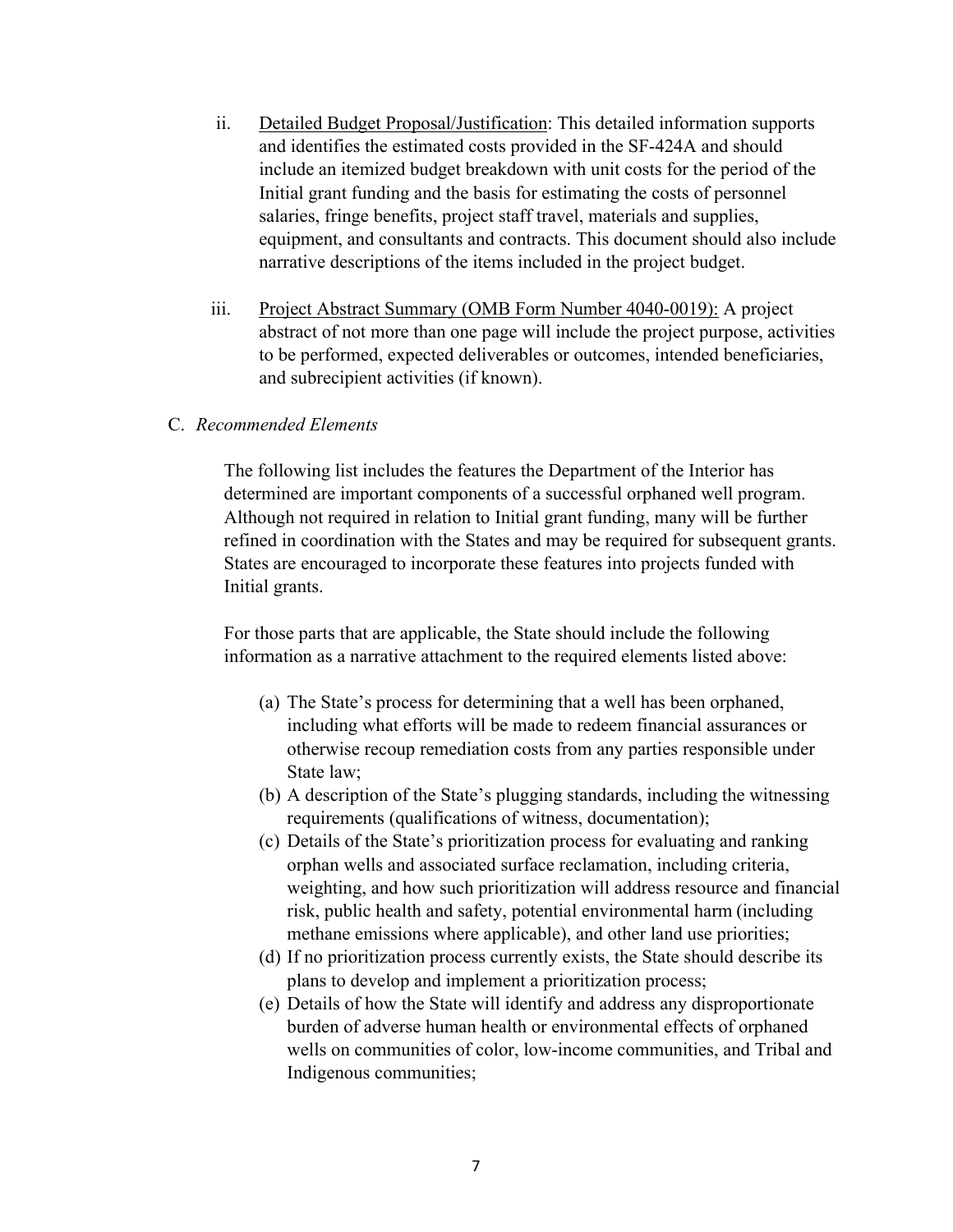ii. Detailed Budget Proposal/Justification: This detailed information supports and identifies the estimated costs provided in the SF-424A and should include an itemized budget breakdown with unit costs for the period of the Initial grant funding and the basis for estimating the costs of personnel salaries, fringe benefits, project staff travel, materials and supplies, equipment, and consultants and contracts. This document should also include narrative descriptions of the items included in the project budget.

iii. Project Abstract Summary (OMB Form Number 4040-0019): A project abstract of not more than one page will include the project purpose, activities to be performed, expected deliverables or outcomes, intended beneficiaries, and subrecipient activities (if known).

C. *Recommended Elements*

The following list includes the features the Department of the Interior has determined are important components of a successful orphaned well program. Although not required in relation to Initial grant funding, many will be further refined in coordination with the States and may be required for subsequent grants. States are encouraged to incorporate these features into projects funded with Initial grants.

For those parts that are applicable, the State should include the following information as a narrative attachment to the required elements listed above:

(a) The State's process for determining that a well has been orphaned, including what efforts will be made to redeem financial assurances or otherwise recoup remediation costs from any parties responsible under State law;
(b) A description of the State's plugging standards, including the witnessing requirements (qualifications of witness, documentation);
(c) Details of the State's prioritization process for evaluating and ranking orphan wells and associated surface reclamation, including criteria, weighting, and how such prioritization will address resource and financial risk, public health and safety, potential environmental harm (including methane emissions where applicable), and other land use priorities;
(d) If no prioritization process currently exists, the State should describe its plans to develop and implement a prioritization process;
(e) Details of how the State will identify and address any disproportionate burden of adverse human health or environmental effects of orphaned wells on communities of color, low-income communities, and Tribal and Indigenous communities;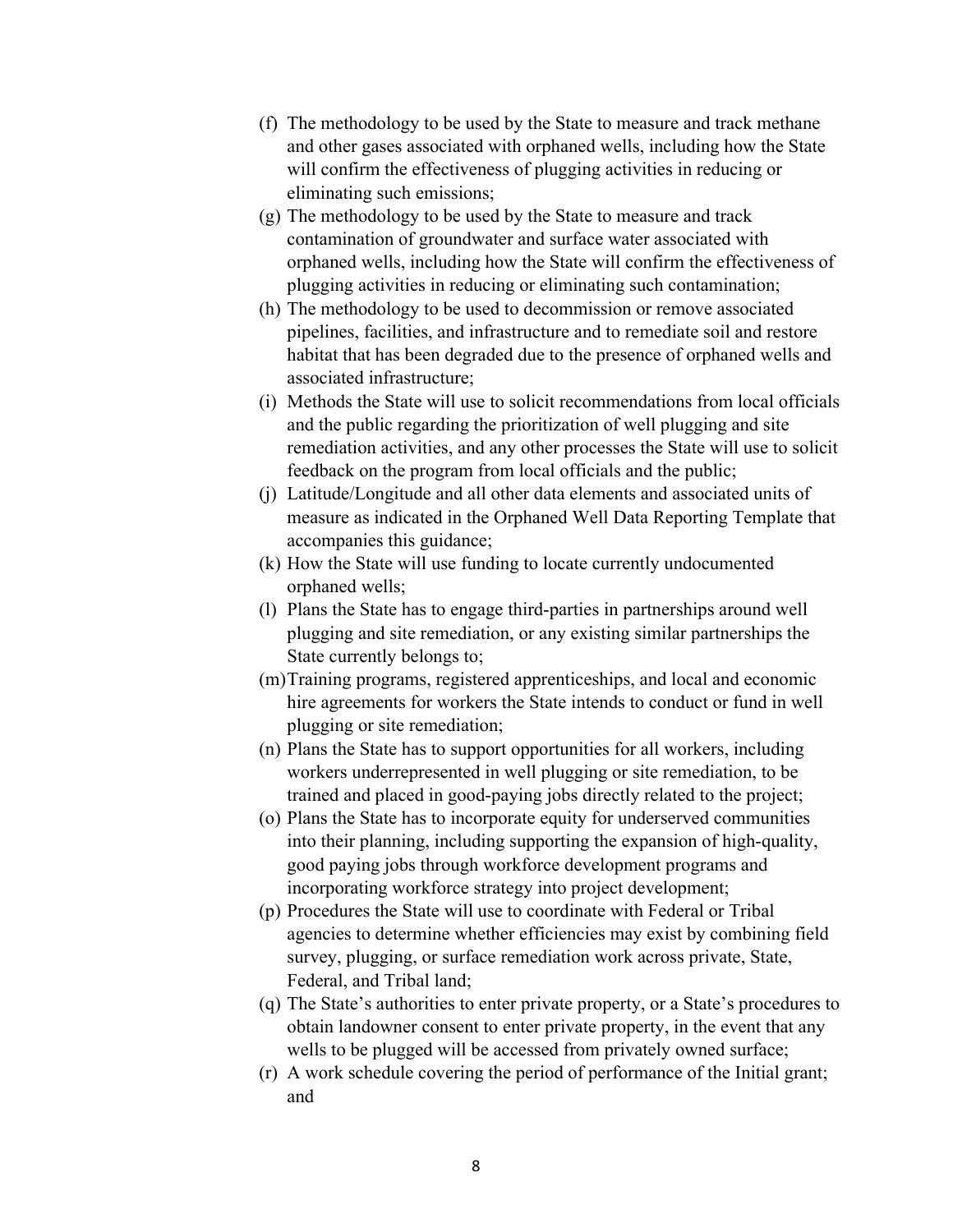(f) The methodology to be used by the State to measure and track methane and other gases associated with orphaned wells, including how the State will confirm the effectiveness of plugging activities in reducing or eliminating such emissions;

(g) The methodology to be used by the State to measure and track contamination of groundwater and surface water associated with orphaned wells, including how the State will confirm the effectiveness of plugging activities in reducing or eliminating such contamination;

(h) The methodology to be used to decommission or remove associated pipelines, facilities, and infrastructure and to remediate soil and restore habitat that has been degraded due to the presence of orphaned wells and associated infrastructure;

(i) Methods the State will use to solicit recommendations from local officials and the public regarding the prioritization of well plugging and site remediation activities, and any other processes the State will use to solicit feedback on the program from local officials and the public;

(j) Latitude/Longitude and all other data elements and associated units of measure as indicated in the Orphaned Well Data Reporting Template that accompanies this guidance;

(k) How the State will use funding to locate currently undocumented orphaned wells;

(l) Plans the State has to engage third-parties in partnerships around well plugging and site remediation, or any existing similar partnerships the State currently belongs to;

(m) Training programs, registered apprenticeships, and local and economic hire agreements for workers the State intends to conduct or fund in well plugging or site remediation;

(n) Plans the State has to support opportunities for all workers, including workers underrepresented in well plugging or site remediation, to be trained and placed in good-paying jobs directly related to the project;

(o) Plans the State has to incorporate equity for underserved communities into their planning, including supporting the expansion of high-quality, good paying jobs through workforce development programs and incorporating workforce strategy into project development;

(p) Procedures the State will use to coordinate with Federal or Tribal agencies to determine whether efficiencies may exist by combining field survey, plugging, or surface remediation work across private, State, Federal, and Tribal land;

(q) The State's authorities to enter private property, or a State's procedures to obtain landowner consent to enter private property, in the event that any wells to be plugged will be accessed from privately owned surface;

(r) A work schedule covering the period of performance of the Initial grant; and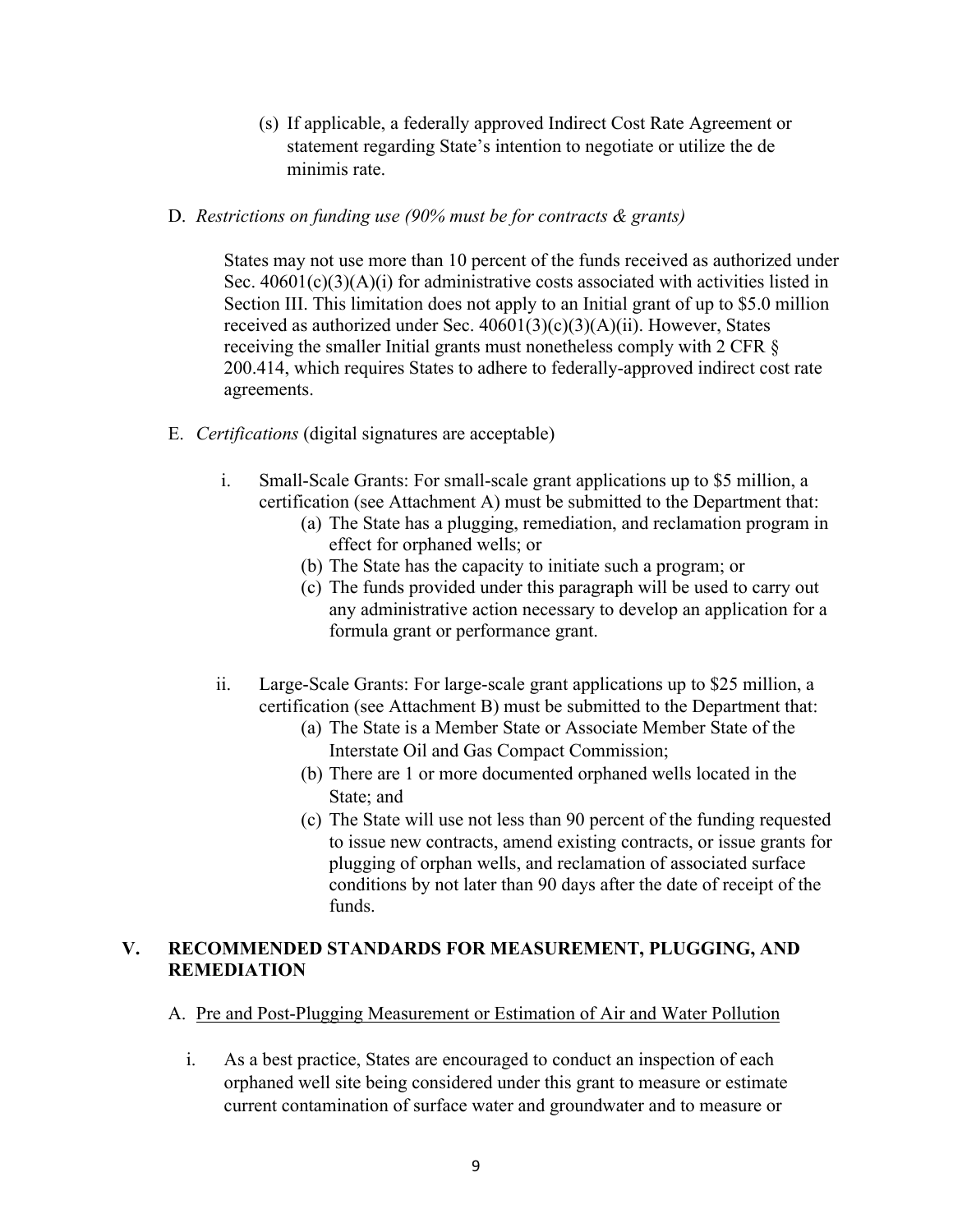(s) If applicable, a federally approved Indirect Cost Rate Agreement or statement regarding State's intention to negotiate or utilize the de minimis rate.

D. *Restrictions on funding use (90% must be for contracts & grants)*

States may not use more than 10 percent of the funds received as authorized under Sec. 40601(c)(3)(A)(i) for administrative costs associated with activities listed in Section III. This limitation does not apply to an Initial grant of up to $5.0 million received as authorized under Sec. 40601(3)(c)(3)(A)(ii). However, States receiving the smaller Initial grants must nonetheless comply with 2 CFR § 200.414, which requires States to adhere to federally-approved indirect cost rate agreements.

E. *Certifications* (digital signatures are acceptable)

i. Small-Scale Grants: For small-scale grant applications up to $5 million, a certification (see Attachment A) must be submitted to the Department that:
   (a) The State has a plugging, remediation, and reclamation program in effect for orphaned wells; or
   (b) The State has the capacity to initiate such a program; or
   (c) The funds provided under this paragraph will be used to carry out any administrative action necessary to develop an application for a formula grant or performance grant.

ii. Large-Scale Grants: For large-scale grant applications up to $25 million, a certification (see Attachment B) must be submitted to the Department that:
   (a) The State is a Member State or Associate Member State of the Interstate Oil and Gas Compact Commission;
   (b) There are 1 or more documented orphaned wells located in the State; and
   (c) The State will use not less than 90 percent of the funding requested to issue new contracts, amend existing contracts, or issue grants for plugging of orphan wells, and reclamation of associated surface conditions by not later than 90 days after the date of receipt of the funds.

## V. RECOMMENDED STANDARDS FOR MEASUREMENT, PLUGGING, AND REMEDIATION

A. Pre and Post-Plugging Measurement or Estimation of Air and Water Pollution

i. As a best practice, States are encouraged to conduct an inspection of each orphaned well site being considered under this grant to measure or estimate current contamination of surface water and groundwater and to measure or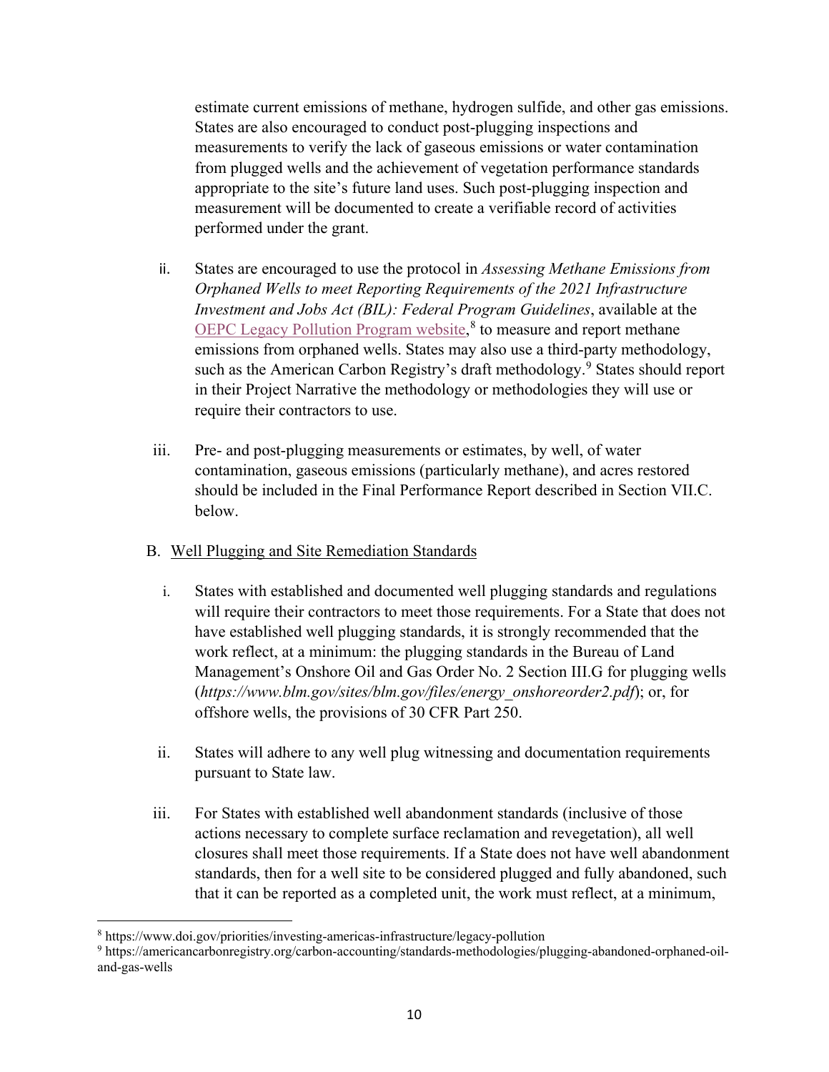estimate current emissions of methane, hydrogen sulfide, and other gas emissions. States are also encouraged to conduct post-plugging inspections and measurements to verify the lack of gaseous emissions or water contamination from plugged wells and the achievement of vegetation performance standards appropriate to the site's future land uses. Such post-plugging inspection and measurement will be documented to create a verifiable record of activities performed under the grant.

ii. States are encouraged to use the protocol in *Assessing Methane Emissions from Orphaned Wells to meet Reporting Requirements of the 2021 Infrastructure Investment and Jobs Act (BIL): Federal Program Guidelines*, available at the [OEPC Legacy Pollution Program website](https://www.doi.gov/priorities/investing-americas-infrastructure/legacy-pollution),[8] to measure and report methane emissions from orphaned wells. States may also use a third-party methodology, such as the American Carbon Registry's draft methodology.[9] States should report in their Project Narrative the methodology or methodologies they will use or require their contractors to use.

iii. Pre- and post-plugging measurements or estimates, by well, of water contamination, gaseous emissions (particularly methane), and acres restored should be included in the Final Performance Report described in Section VII.C. below.

B. <u>Well Plugging and Site Remediation Standards</u>

i. States with established and documented well plugging standards and regulations will require their contractors to meet those requirements. For a State that does not have established well plugging standards, it is strongly recommended that the work reflect, at a minimum: the plugging standards in the Bureau of Land Management's Onshore Oil and Gas Order No. 2 Section III.G for plugging wells (*https://www.blm.gov/sites/blm.gov/files/energy_onshoreorder2.pdf*); or, for offshore wells, the provisions of 30 CFR Part 250.

ii. States will adhere to any well plug witnessing and documentation requirements pursuant to State law.

iii. For States with established well abandonment standards (inclusive of those actions necessary to complete surface reclamation and revegetation), all well closures shall meet those requirements. If a State does not have well abandonment standards, then for a well site to be considered plugged and fully abandoned, such that it can be reported as a completed unit, the work must reflect, at a minimum,

---

[8] https://www.doi.gov/priorities/investing-americas-infrastructure/legacy-pollution

[9] https://americancarbonregistry.org/carbon-accounting/standards-methodologies/plugging-abandoned-orphaned-oil-and-gas-wells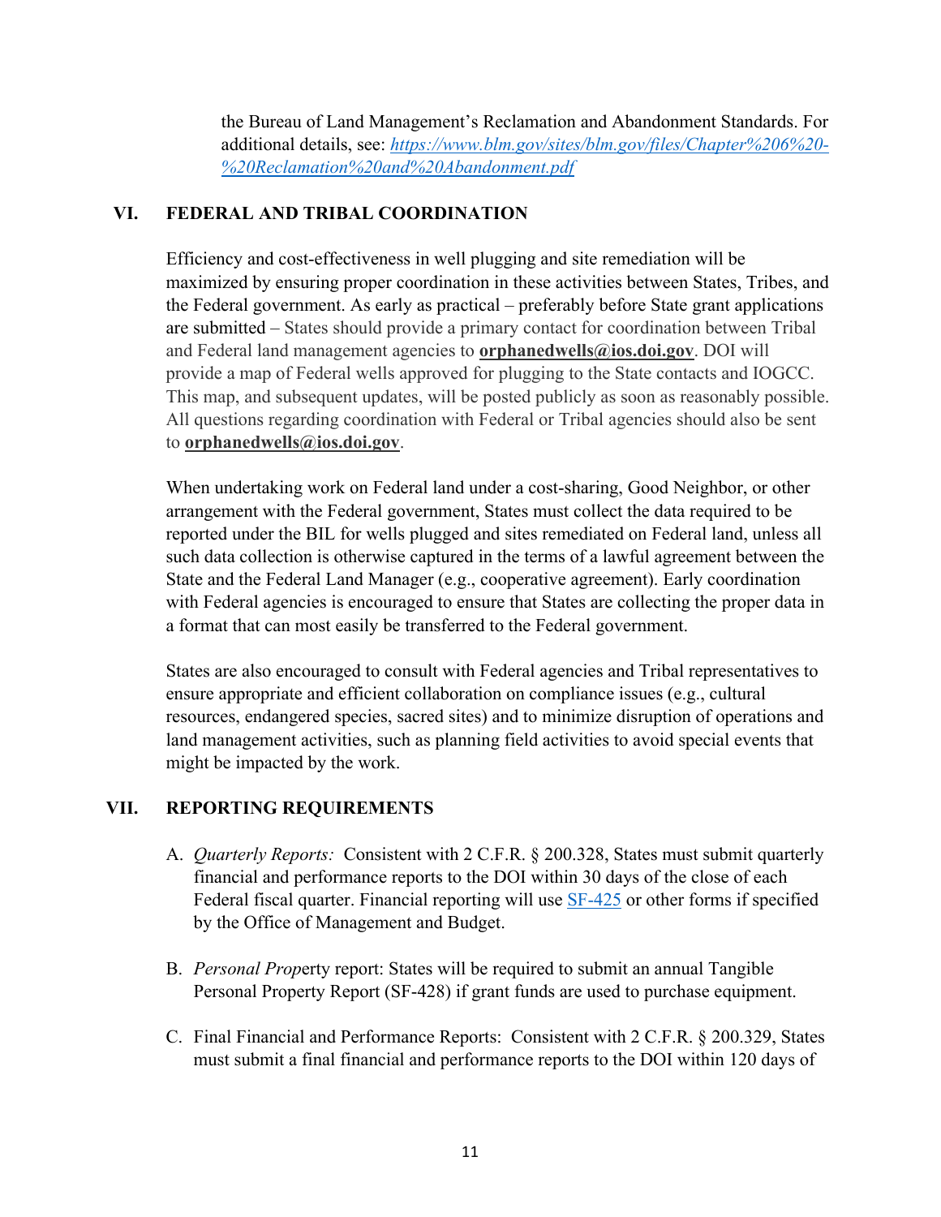the Bureau of Land Management's Reclamation and Abandonment Standards. For additional details, see: *https://www.blm.gov/sites/blm.gov/files/Chapter%206%20-%20Reclamation%20and%20Abandonment.pdf*

## VI. FEDERAL AND TRIBAL COORDINATION

Efficiency and cost-effectiveness in well plugging and site remediation will be maximized by ensuring proper coordination in these activities between States, Tribes, and the Federal government. As early as practical – preferably before State grant applications are submitted – States should provide a primary contact for coordination between Tribal and Federal land management agencies to **orphanedwells@ios.doi.gov**. DOI will provide a map of Federal wells approved for plugging to the State contacts and IOGCC. This map, and subsequent updates, will be posted publicly as soon as reasonably possible. All questions regarding coordination with Federal or Tribal agencies should also be sent to **orphanedwells@ios.doi.gov**.

When undertaking work on Federal land under a cost-sharing, Good Neighbor, or other arrangement with the Federal government, States must collect the data required to be reported under the BIL for wells plugged and sites remediated on Federal land, unless all such data collection is otherwise captured in the terms of a lawful agreement between the State and the Federal Land Manager (e.g., cooperative agreement). Early coordination with Federal agencies is encouraged to ensure that States are collecting the proper data in a format that can most easily be transferred to the Federal government.

States are also encouraged to consult with Federal agencies and Tribal representatives to ensure appropriate and efficient collaboration on compliance issues (e.g., cultural resources, endangered species, sacred sites) and to minimize disruption of operations and land management activities, such as planning field activities to avoid special events that might be impacted by the work.

## VII. REPORTING REQUIREMENTS

A. *Quarterly Reports:* Consistent with 2 C.F.R. § 200.328, States must submit quarterly financial and performance reports to the DOI within 30 days of the close of each Federal fiscal quarter. Financial reporting will use SF-425 or other forms if specified by the Office of Management and Budget.

B. *Personal Prop*erty report: States will be required to submit an annual Tangible Personal Property Report (SF-428) if grant funds are used to purchase equipment.

C. Final Financial and Performance Reports: Consistent with 2 C.F.R. § 200.329, States must submit a final financial and performance reports to the DOI within 120 days of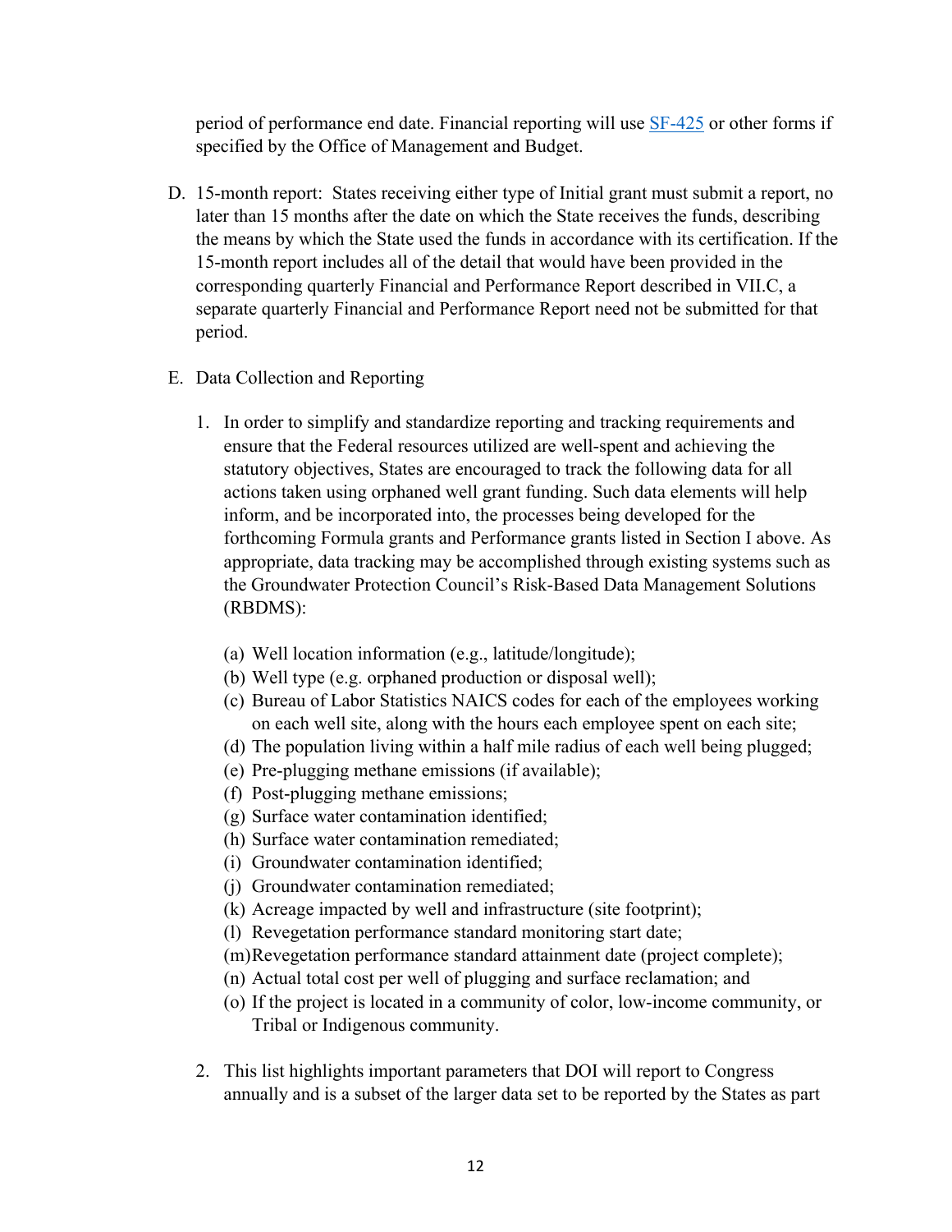period of performance end date. Financial reporting will use [SF-425](SF-425) or other forms if specified by the Office of Management and Budget.

D. 15-month report: States receiving either type of Initial grant must submit a report, no later than 15 months after the date on which the State receives the funds, describing the means by which the State used the funds in accordance with its certification. If the 15-month report includes all of the detail that would have been provided in the corresponding quarterly Financial and Performance Report described in VII.C, a separate quarterly Financial and Performance Report need not be submitted for that period.

E. Data Collection and Reporting

1. In order to simplify and standardize reporting and tracking requirements and ensure that the Federal resources utilized are well-spent and achieving the statutory objectives, States are encouraged to track the following data for all actions taken using orphaned well grant funding. Such data elements will help inform, and be incorporated into, the processes being developed for the forthcoming Formula grants and Performance grants listed in Section I above. As appropriate, data tracking may be accomplished through existing systems such as the Groundwater Protection Council's Risk-Based Data Management Solutions (RBDMS):

   (a) Well location information (e.g., latitude/longitude);
   (b) Well type (e.g. orphaned production or disposal well);
   (c) Bureau of Labor Statistics NAICS codes for each of the employees working on each well site, along with the hours each employee spent on each site;
   (d) The population living within a half mile radius of each well being plugged;
   (e) Pre-plugging methane emissions (if available);
   (f) Post-plugging methane emissions;
   (g) Surface water contamination identified;
   (h) Surface water contamination remediated;
   (i) Groundwater contamination identified;
   (j) Groundwater contamination remediated;
   (k) Acreage impacted by well and infrastructure (site footprint);
   (l) Revegetation performance standard monitoring start date;
   (m) Revegetation performance standard attainment date (project complete);
   (n) Actual total cost per well of plugging and surface reclamation; and
   (o) If the project is located in a community of color, low-income community, or Tribal or Indigenous community.

2. This list highlights important parameters that DOI will report to Congress annually and is a subset of the larger data set to be reported by the States as part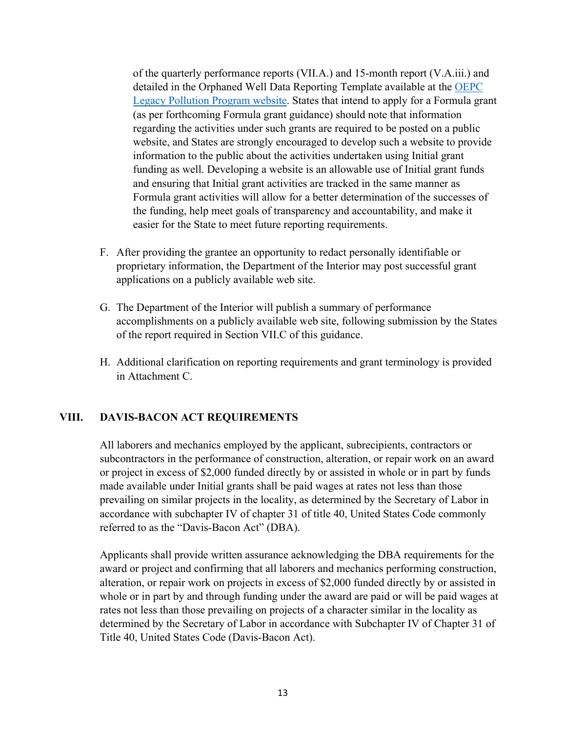of the quarterly performance reports (VII.A.) and 15-month report (V.A.iii.) and detailed in the Orphaned Well Data Reporting Template available at the [OEPC Legacy Pollution Program website](). States that intend to apply for a Formula grant (as per forthcoming Formula grant guidance) should note that information regarding the activities under such grants are required to be posted on a public website, and States are strongly encouraged to develop such a website to provide information to the public about the activities undertaken using Initial grant funding as well. Developing a website is an allowable use of Initial grant funds and ensuring that Initial grant activities are tracked in the same manner as Formula grant activities will allow for a better determination of the successes of the funding, help meet goals of transparency and accountability, and make it easier for the State to meet future reporting requirements.

F. After providing the grantee an opportunity to redact personally identifiable or proprietary information, the Department of the Interior may post successful grant applications on a publicly available web site.

G. The Department of the Interior will publish a summary of performance accomplishments on a publicly available web site, following submission by the States of the report required in Section VII.C of this guidance.

H. Additional clarification on reporting requirements and grant terminology is provided in Attachment C.

## VIII. DAVIS-BACON ACT REQUIREMENTS

All laborers and mechanics employed by the applicant, subrecipients, contractors or subcontractors in the performance of construction, alteration, or repair work on an award or project in excess of $2,000 funded directly by or assisted in whole or in part by funds made available under Initial grants shall be paid wages at rates not less than those prevailing on similar projects in the locality, as determined by the Secretary of Labor in accordance with subchapter IV of chapter 31 of title 40, United States Code commonly referred to as the "Davis-Bacon Act" (DBA).

Applicants shall provide written assurance acknowledging the DBA requirements for the award or project and confirming that all laborers and mechanics performing construction, alteration, or repair work on projects in excess of $2,000 funded directly by or assisted in whole or in part by and through funding under the award are paid or will be paid wages at rates not less than those prevailing on projects of a character similar in the locality as determined by the Secretary of Labor in accordance with Subchapter IV of Chapter 31 of Title 40, United States Code (Davis-Bacon Act).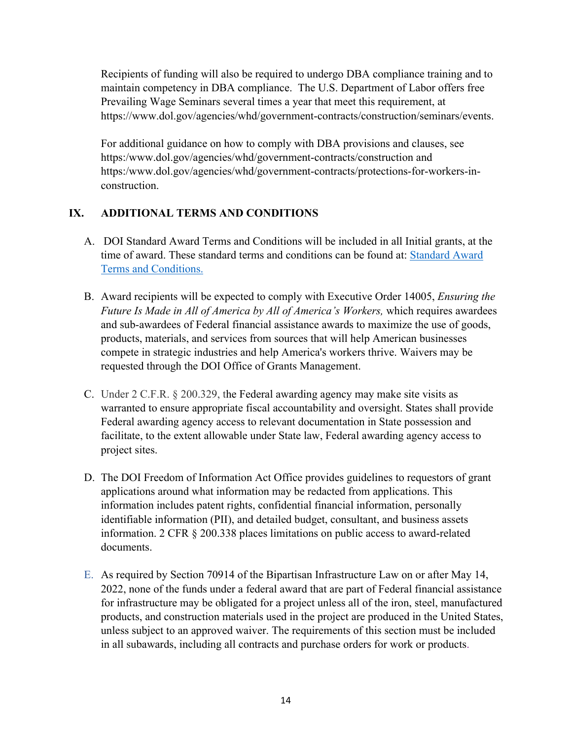Recipients of funding will also be required to undergo DBA compliance training and to maintain competency in DBA compliance. The U.S. Department of Labor offers free Prevailing Wage Seminars several times a year that meet this requirement, at https://www.dol.gov/agencies/whd/government-contracts/construction/seminars/events.

For additional guidance on how to comply with DBA provisions and clauses, see https:/www.dol.gov/agencies/whd/government-contracts/construction and https:/www.dol.gov/agencies/whd/government-contracts/protections-for-workers-in-construction.

## IX. ADDITIONAL TERMS AND CONDITIONS

A. DOI Standard Award Terms and Conditions will be included in all Initial grants, at the time of award. These standard terms and conditions can be found at: [Standard Award Terms and Conditions.]()

B. Award recipients will be expected to comply with Executive Order 14005, *Ensuring the Future Is Made in All of America by All of America's Workers,* which requires awardees and sub-awardees of Federal financial assistance awards to maximize the use of goods, products, materials, and services from sources that will help American businesses compete in strategic industries and help America's workers thrive. Waivers may be requested through the DOI Office of Grants Management.

C. Under 2 C.F.R. § 200.329, the Federal awarding agency may make site visits as warranted to ensure appropriate fiscal accountability and oversight. States shall provide Federal awarding agency access to relevant documentation in State possession and facilitate, to the extent allowable under State law, Federal awarding agency access to project sites.

D. The DOI Freedom of Information Act Office provides guidelines to requestors of grant applications around what information may be redacted from applications. This information includes patent rights, confidential financial information, personally identifiable information (PII), and detailed budget, consultant, and business assets information. 2 CFR § 200.338 places limitations on public access to award-related documents.

E. As required by Section 70914 of the Bipartisan Infrastructure Law on or after May 14, 2022, none of the funds under a federal award that are part of Federal financial assistance for infrastructure may be obligated for a project unless all of the iron, steel, manufactured products, and construction materials used in the project are produced in the United States, unless subject to an approved waiver. The requirements of this section must be included in all subawards, including all contracts and purchase orders for work or products.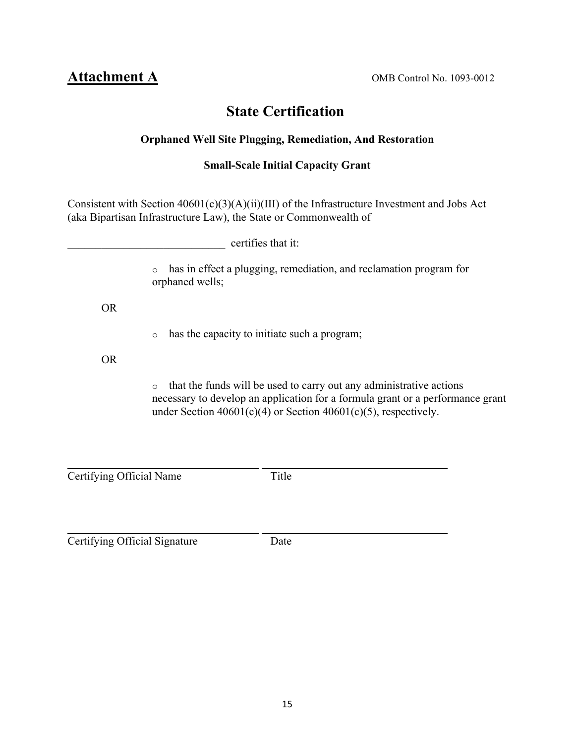**Attachment A**

OMB Control No. 1093-0012

# State Certification

### Orphaned Well Site Plugging, Remediation, And Restoration

### Small-Scale Initial Capacity Grant

Consistent with Section 40601(c)(3)(A)(ii)(III) of the Infrastructure Investment and Jobs Act (aka Bipartisan Infrastructure Law), the State or Commonwealth of

____________________________ certifies that it:

- o has in effect a plugging, remediation, and reclamation program for orphaned wells;

OR

- o has the capacity to initiate such a program;

OR

- o that the funds will be used to carry out any administrative actions necessary to develop an application for a formula grant or a performance grant under Section 40601(c)(4) or Section 40601(c)(5), respectively.

______________________________ ______________________________

Certifying Official Name Title

______________________________ ______________________________

Certifying Official Signature Date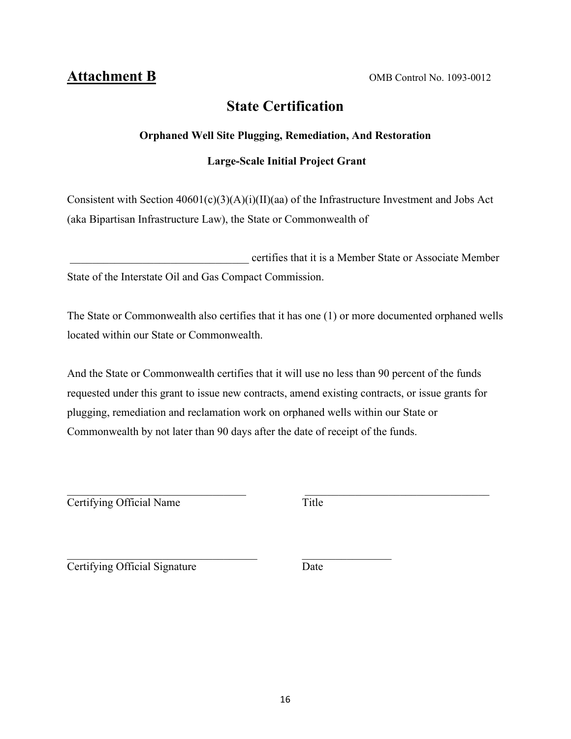**Attachment B**

OMB Control No. 1093-0012

# State Certification

### Orphaned Well Site Plugging, Remediation, And Restoration

### Large-Scale Initial Project Grant

Consistent with Section 40601(c)(3)(A)(i)(II)(aa) of the Infrastructure Investment and Jobs Act (aka Bipartisan Infrastructure Law), the State or Commonwealth of

________________________________ certifies that it is a Member State or Associate Member State of the Interstate Oil and Gas Compact Commission.

The State or Commonwealth also certifies that it has one (1) or more documented orphaned wells located within our State or Commonwealth.

And the State or Commonwealth certifies that it will use no less than 90 percent of the funds requested under this grant to issue new contracts, amend existing contracts, or issue grants for plugging, remediation and reclamation work on orphaned wells within our State or Commonwealth by not later than 90 days after the date of receipt of the funds.

________________________________ ________________________________

Certifying Official Name Title

________________________________ ________________

Certifying Official Signature Date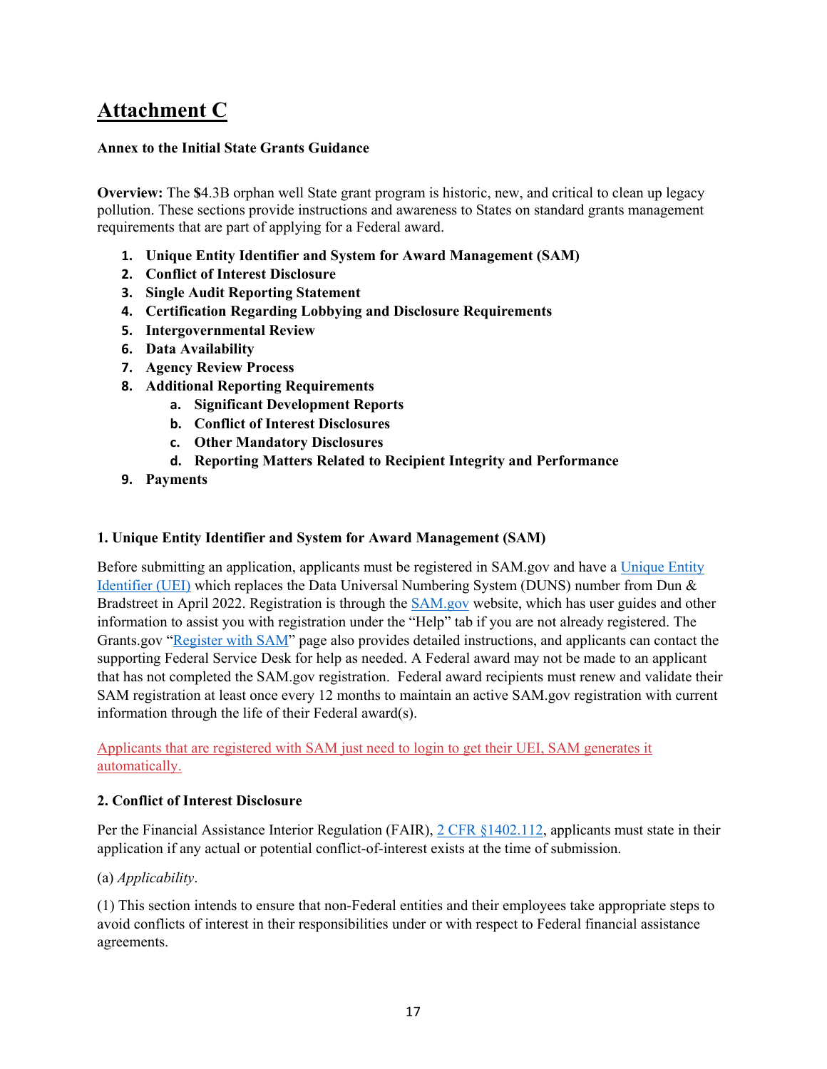## Attachment C

**Annex to the Initial State Grants Guidance**

**Overview:** The **$**4.3B orphan well State grant program is historic, new, and critical to clean up legacy pollution. These sections provide instructions and awareness to States on standard grants management requirements that are part of applying for a Federal award.

1. **Unique Entity Identifier and System for Award Management (SAM)**
2. **Conflict of Interest Disclosure**
3. **Single Audit Reporting Statement**
4. **Certification Regarding Lobbying and Disclosure Requirements**
5. **Intergovernmental Review**
6. **Data Availability**
7. **Agency Review Process**
8. **Additional Reporting Requirements**
   a. **Significant Development Reports**
   b. **Conflict of Interest Disclosures**
   c. **Other Mandatory Disclosures**
   d. **Reporting Matters Related to Recipient Integrity and Performance**
9. **Payments**

**1. Unique Entity Identifier and System for Award Management (SAM)**

Before submitting an application, applicants must be registered in SAM.gov and have a Unique Entity Identifier (UEI) which replaces the Data Universal Numbering System (DUNS) number from Dun & Bradstreet in April 2022. Registration is through the SAM.gov website, which has user guides and other information to assist you with registration under the "Help" tab if you are not already registered. The Grants.gov "Register with SAM" page also provides detailed instructions, and applicants can contact the supporting Federal Service Desk for help as needed. A Federal award may not be made to an applicant that has not completed the SAM.gov registration. Federal award recipients must renew and validate their SAM registration at least once every 12 months to maintain an active SAM.gov registration with current information through the life of their Federal award(s).

Applicants that are registered with SAM just need to login to get their UEI, SAM generates it automatically.

**2. Conflict of Interest Disclosure**

Per the Financial Assistance Interior Regulation (FAIR), 2 CFR §1402.112, applicants must state in their application if any actual or potential conflict-of-interest exists at the time of submission.

(a) *Applicability*.

(1) This section intends to ensure that non-Federal entities and their employees take appropriate steps to avoid conflicts of interest in their responsibilities under or with respect to Federal financial assistance agreements.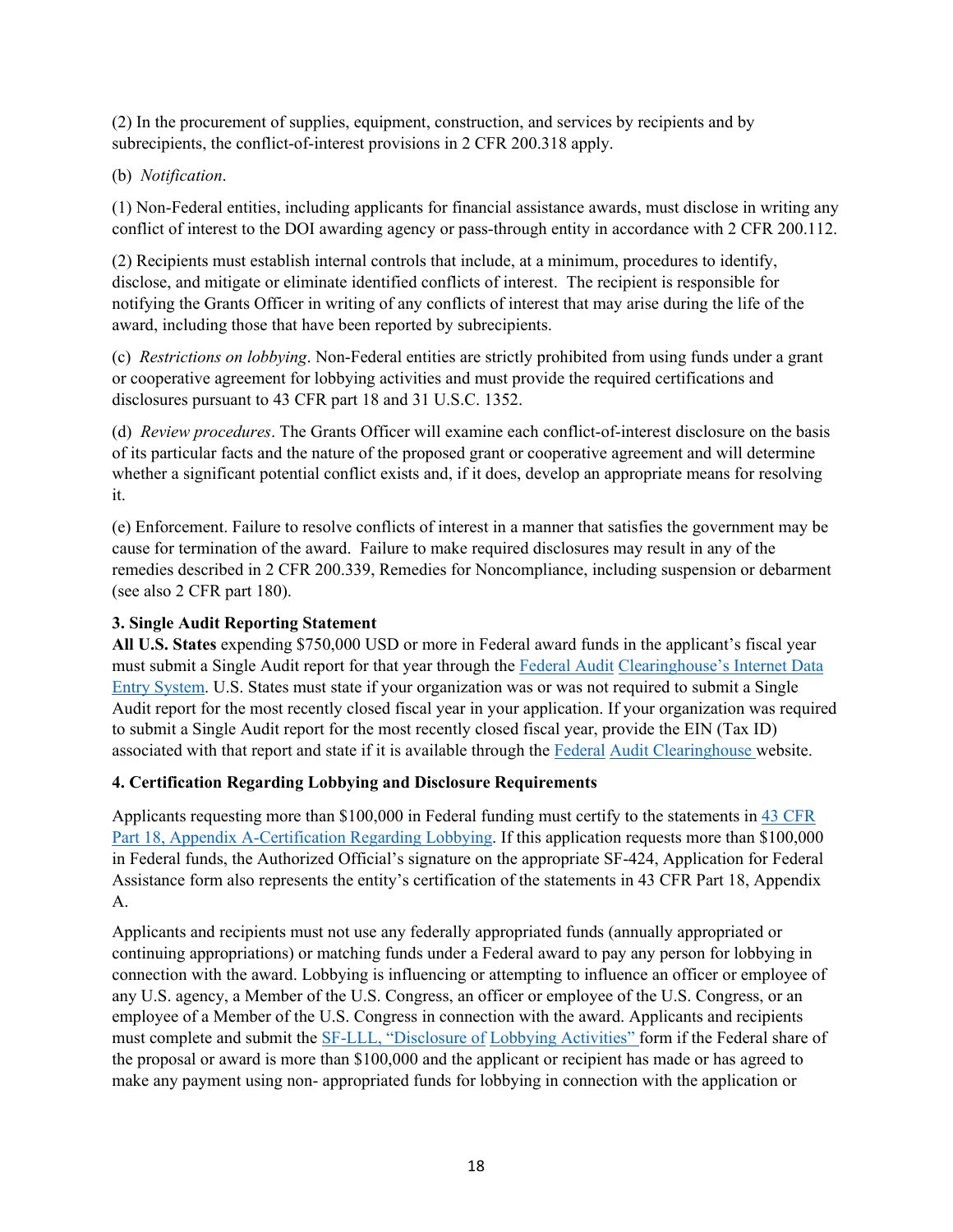(2) In the procurement of supplies, equipment, construction, and services by recipients and by subrecipients, the conflict-of-interest provisions in 2 CFR 200.318 apply.

(b) *Notification*.

(1) Non-Federal entities, including applicants for financial assistance awards, must disclose in writing any conflict of interest to the DOI awarding agency or pass-through entity in accordance with 2 CFR 200.112.

(2) Recipients must establish internal controls that include, at a minimum, procedures to identify, disclose, and mitigate or eliminate identified conflicts of interest. The recipient is responsible for notifying the Grants Officer in writing of any conflicts of interest that may arise during the life of the award, including those that have been reported by subrecipients.

(c) *Restrictions on lobbying*. Non-Federal entities are strictly prohibited from using funds under a grant or cooperative agreement for lobbying activities and must provide the required certifications and disclosures pursuant to 43 CFR part 18 and 31 U.S.C. 1352.

(d) *Review procedures*. The Grants Officer will examine each conflict-of-interest disclosure on the basis of its particular facts and the nature of the proposed grant or cooperative agreement and will determine whether a significant potential conflict exists and, if it does, develop an appropriate means for resolving it.

(e) Enforcement. Failure to resolve conflicts of interest in a manner that satisfies the government may be cause for termination of the award. Failure to make required disclosures may result in any of the remedies described in 2 CFR 200.339, Remedies for Noncompliance, including suspension or debarment (see also 2 CFR part 180).

### 3. Single Audit Reporting Statement

**All U.S. States** expending $750,000 USD or more in Federal award funds in the applicant's fiscal year must submit a Single Audit report for that year through the Federal Audit Clearinghouse's Internet Data Entry System. U.S. States must state if your organization was or was not required to submit a Single Audit report for the most recently closed fiscal year in your application. If your organization was required to submit a Single Audit report for the most recently closed fiscal year, provide the EIN (Tax ID) associated with that report and state if it is available through the Federal Audit Clearinghouse website.

### 4. Certification Regarding Lobbying and Disclosure Requirements

Applicants requesting more than $100,000 in Federal funding must certify to the statements in 43 CFR Part 18, Appendix A-Certification Regarding Lobbying. If this application requests more than $100,000 in Federal funds, the Authorized Official's signature on the appropriate SF-424, Application for Federal Assistance form also represents the entity's certification of the statements in 43 CFR Part 18, Appendix A.

Applicants and recipients must not use any federally appropriated funds (annually appropriated or continuing appropriations) or matching funds under a Federal award to pay any person for lobbying in connection with the award. Lobbying is influencing or attempting to influence an officer or employee of any U.S. agency, a Member of the U.S. Congress, an officer or employee of the U.S. Congress, or an employee of a Member of the U.S. Congress in connection with the award. Applicants and recipients must complete and submit the SF-LLL, "Disclosure of Lobbying Activities" form if the Federal share of the proposal or award is more than $100,000 and the applicant or recipient has made or has agreed to make any payment using non- appropriated funds for lobbying in connection with the application or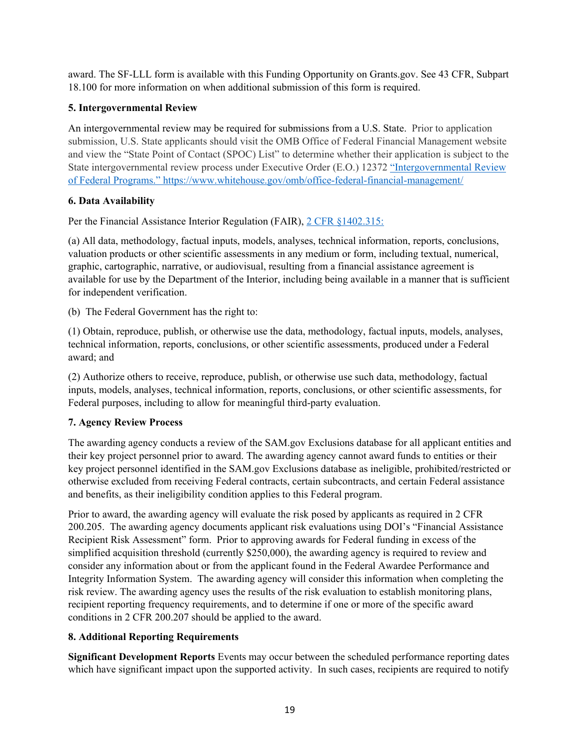award. The SF-LLL form is available with this Funding Opportunity on Grants.gov. See 43 CFR, Subpart 18.100 for more information on when additional submission of this form is required.

**5. Intergovernmental Review**

An intergovernmental review may be required for submissions from a U.S. State. Prior to application submission, U.S. State applicants should visit the OMB Office of Federal Financial Management website and view the "State Point of Contact (SPOC) List" to determine whether their application is subject to the State intergovernmental review process under Executive Order (E.O.) 12372 ["Intergovernmental Review of Federal Programs." https://www.whitehouse.gov/omb/office-federal-financial-management/](https://www.whitehouse.gov/omb/office-federal-financial-management/)

**6. Data Availability**

Per the Financial Assistance Interior Regulation (FAIR), 2 CFR §1402.315:

(a) All data, methodology, factual inputs, models, analyses, technical information, reports, conclusions, valuation products or other scientific assessments in any medium or form, including textual, numerical, graphic, cartographic, narrative, or audiovisual, resulting from a financial assistance agreement is available for use by the Department of the Interior, including being available in a manner that is sufficient for independent verification.

(b) The Federal Government has the right to:

(1) Obtain, reproduce, publish, or otherwise use the data, methodology, factual inputs, models, analyses, technical information, reports, conclusions, or other scientific assessments, produced under a Federal award; and

(2) Authorize others to receive, reproduce, publish, or otherwise use such data, methodology, factual inputs, models, analyses, technical information, reports, conclusions, or other scientific assessments, for Federal purposes, including to allow for meaningful third-party evaluation.

**7. Agency Review Process**

The awarding agency conducts a review of the SAM.gov Exclusions database for all applicant entities and their key project personnel prior to award. The awarding agency cannot award funds to entities or their key project personnel identified in the SAM.gov Exclusions database as ineligible, prohibited/restricted or otherwise excluded from receiving Federal contracts, certain subcontracts, and certain Federal assistance and benefits, as their ineligibility condition applies to this Federal program.

Prior to award, the awarding agency will evaluate the risk posed by applicants as required in 2 CFR 200.205. The awarding agency documents applicant risk evaluations using DOI's "Financial Assistance Recipient Risk Assessment" form. Prior to approving awards for Federal funding in excess of the simplified acquisition threshold (currently $250,000), the awarding agency is required to review and consider any information about or from the applicant found in the Federal Awardee Performance and Integrity Information System. The awarding agency will consider this information when completing the risk review. The awarding agency uses the results of the risk evaluation to establish monitoring plans, recipient reporting frequency requirements, and to determine if one or more of the specific award conditions in 2 CFR 200.207 should be applied to the award.

**8. Additional Reporting Requirements**

**Significant Development Reports** Events may occur between the scheduled performance reporting dates which have significant impact upon the supported activity. In such cases, recipients are required to notify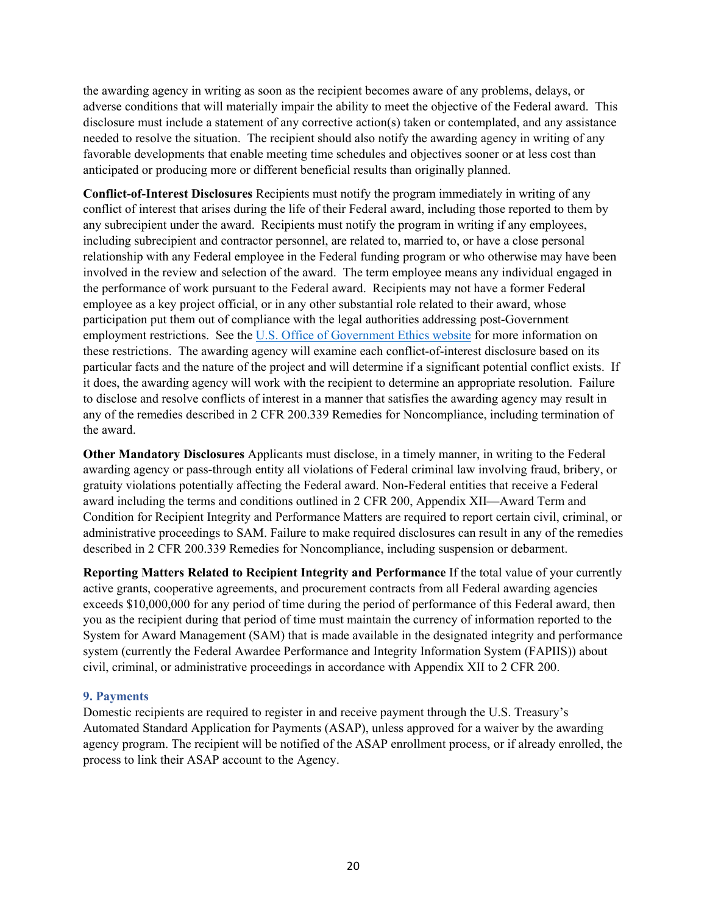the awarding agency in writing as soon as the recipient becomes aware of any problems, delays, or adverse conditions that will materially impair the ability to meet the objective of the Federal award. This disclosure must include a statement of any corrective action(s) taken or contemplated, and any assistance needed to resolve the situation. The recipient should also notify the awarding agency in writing of any favorable developments that enable meeting time schedules and objectives sooner or at less cost than anticipated or producing more or different beneficial results than originally planned.

**Conflict-of-Interest Disclosures** Recipients must notify the program immediately in writing of any conflict of interest that arises during the life of their Federal award, including those reported to them by any subrecipient under the award. Recipients must notify the program in writing if any employees, including subrecipient and contractor personnel, are related to, married to, or have a close personal relationship with any Federal employee in the Federal funding program or who otherwise may have been involved in the review and selection of the award. The term employee means any individual engaged in the performance of work pursuant to the Federal award. Recipients may not have a former Federal employee as a key project official, or in any other substantial role related to their award, whose participation put them out of compliance with the legal authorities addressing post-Government employment restrictions. See the U.S. Office of Government Ethics website for more information on these restrictions. The awarding agency will examine each conflict-of-interest disclosure based on its particular facts and the nature of the project and will determine if a significant potential conflict exists. If it does, the awarding agency will work with the recipient to determine an appropriate resolution. Failure to disclose and resolve conflicts of interest in a manner that satisfies the awarding agency may result in any of the remedies described in 2 CFR 200.339 Remedies for Noncompliance, including termination of the award.

**Other Mandatory Disclosures** Applicants must disclose, in a timely manner, in writing to the Federal awarding agency or pass-through entity all violations of Federal criminal law involving fraud, bribery, or gratuity violations potentially affecting the Federal award. Non-Federal entities that receive a Federal award including the terms and conditions outlined in 2 CFR 200, Appendix XII—Award Term and Condition for Recipient Integrity and Performance Matters are required to report certain civil, criminal, or administrative proceedings to SAM. Failure to make required disclosures can result in any of the remedies described in 2 CFR 200.339 Remedies for Noncompliance, including suspension or debarment.

**Reporting Matters Related to Recipient Integrity and Performance** If the total value of your currently active grants, cooperative agreements, and procurement contracts from all Federal awarding agencies exceeds $10,000,000 for any period of time during the period of performance of this Federal award, then you as the recipient during that period of time must maintain the currency of information reported to the System for Award Management (SAM) that is made available in the designated integrity and performance system (currently the Federal Awardee Performance and Integrity Information System (FAPIIS)) about civil, criminal, or administrative proceedings in accordance with Appendix XII to 2 CFR 200.

### 9. Payments

Domestic recipients are required to register in and receive payment through the U.S. Treasury's Automated Standard Application for Payments (ASAP), unless approved for a waiver by the awarding agency program. The recipient will be notified of the ASAP enrollment process, or if already enrolled, the process to link their ASAP account to the Agency.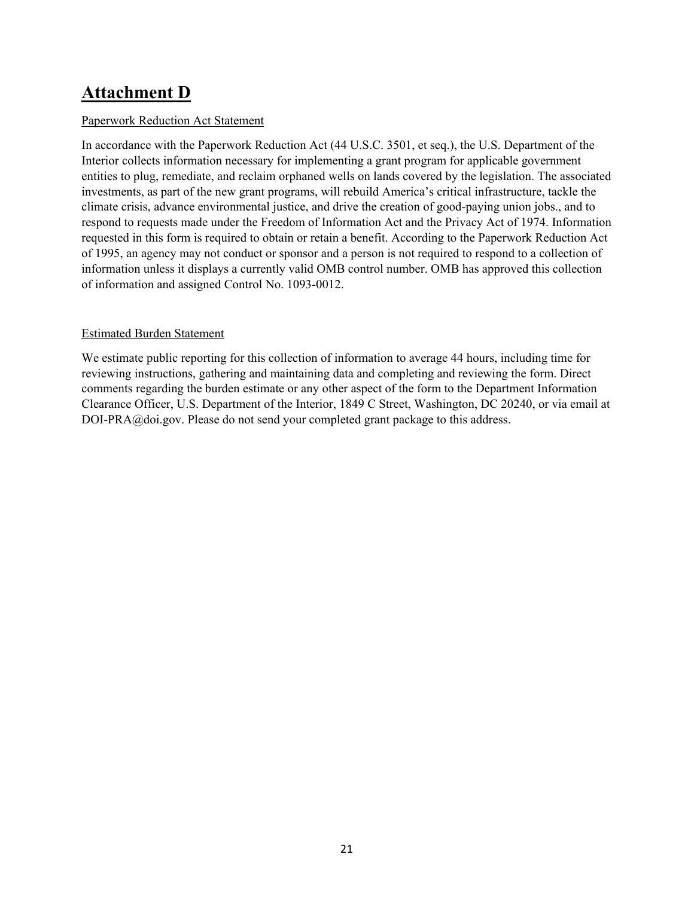# Attachment D

Paperwork Reduction Act Statement

In accordance with the Paperwork Reduction Act (44 U.S.C. 3501, et seq.), the U.S. Department of the Interior collects information necessary for implementing a grant program for applicable government entities to plug, remediate, and reclaim orphaned wells on lands covered by the legislation. The associated investments, as part of the new grant programs, will rebuild America's critical infrastructure, tackle the climate crisis, advance environmental justice, and drive the creation of good-paying union jobs., and to respond to requests made under the Freedom of Information Act and the Privacy Act of 1974. Information requested in this form is required to obtain or retain a benefit. According to the Paperwork Reduction Act of 1995, an agency may not conduct or sponsor and a person is not required to respond to a collection of information unless it displays a currently valid OMB control number. OMB has approved this collection of information and assigned Control No. 1093-0012.

Estimated Burden Statement

We estimate public reporting for this collection of information to average 44 hours, including time for reviewing instructions, gathering and maintaining data and completing and reviewing the form. Direct comments regarding the burden estimate or any other aspect of the form to the Department Information Clearance Officer, U.S. Department of the Interior, 1849 C Street, Washington, DC 20240, or via email at DOI-PRA@doi.gov. Please do not send your completed grant package to this address.